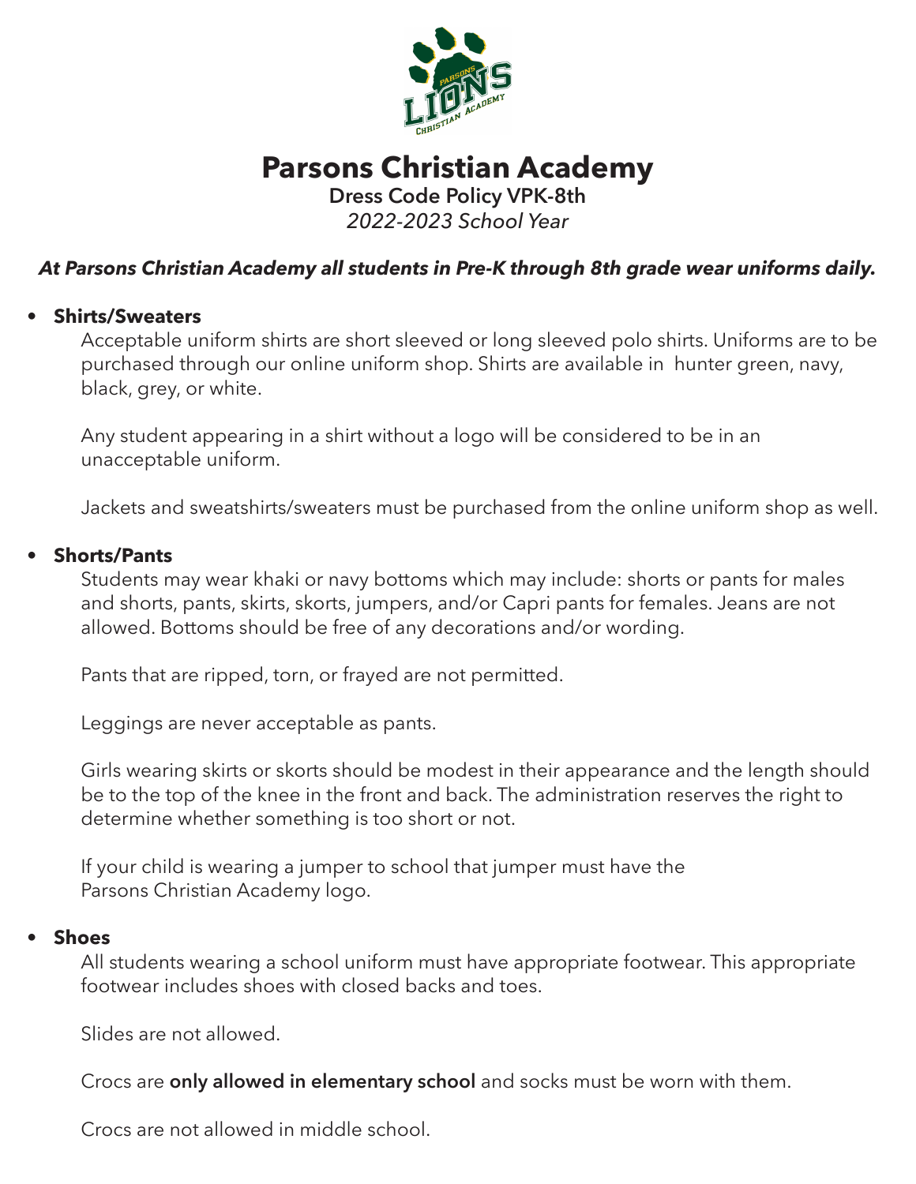# Parsons Christian Academy

**Dress Code Policy VPK-8th**

*2022-2023 School Year*

***At Parsons Christian Academy all students in Pre-K through 8th grade wear uniforms daily.***

- **Shirts/Sweaters**

  Acceptable uniform shirts are short sleeved or long sleeved polo shirts. Uniforms are to be purchased through our online uniform shop. Shirts are available in hunter green, navy, black, grey, or white.

  Any student appearing in a shirt without a logo will be considered to be in an unacceptable uniform.

  Jackets and sweatshirts/sweaters must be purchased from the online uniform shop as well.

- **Shorts/Pants**

  Students may wear khaki or navy bottoms which may include: shorts or pants for males and shorts, pants, skirts, skorts, jumpers, and/or Capri pants for females. Jeans are not allowed. Bottoms should be free of any decorations and/or wording.

  Pants that are ripped, torn, or frayed are not permitted.

  Leggings are never acceptable as pants.

  Girls wearing skirts or skorts should be modest in their appearance and the length should be to the top of the knee in the front and back. The administration reserves the right to determine whether something is too short or not.

  If your child is wearing a jumper to school that jumper must have the Parsons Christian Academy logo.

- **Shoes**

  All students wearing a school uniform must have appropriate footwear. This appropriate footwear includes shoes with closed backs and toes.

  Slides are not allowed.

  Crocs are **only allowed in elementary school** and socks must be worn with them.

  Crocs are not allowed in middle school.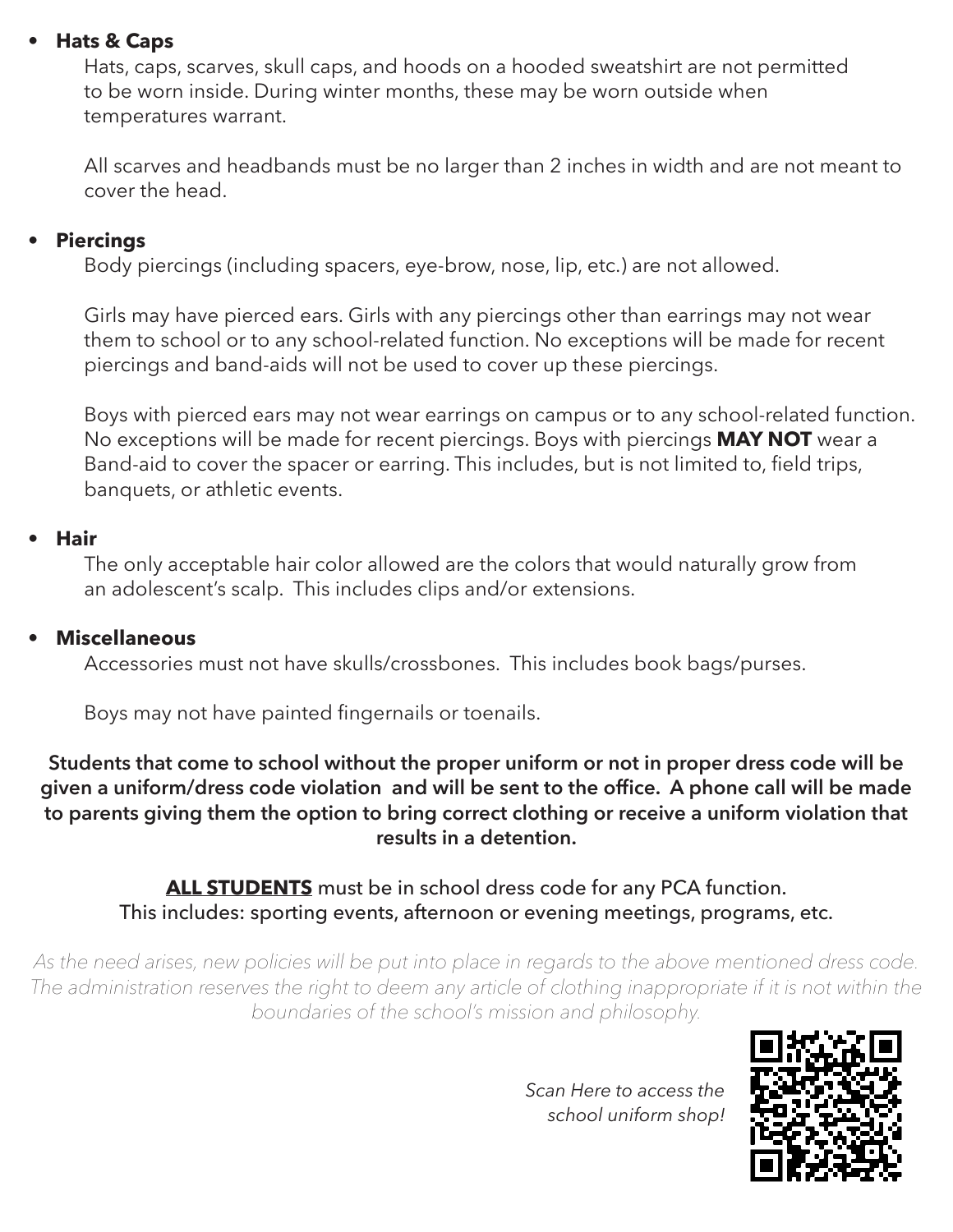- **Hats & Caps**

  Hats, caps, scarves, skull caps, and hoods on a hooded sweatshirt are not permitted to be worn inside. During winter months, these may be worn outside when temperatures warrant.

  All scarves and headbands must be no larger than 2 inches in width and are not meant to cover the head.

- **Piercings**

  Body piercings (including spacers, eye-brow, nose, lip, etc.) are not allowed.

  Girls may have pierced ears. Girls with any piercings other than earrings may not wear them to school or to any school-related function. No exceptions will be made for recent piercings and band-aids will not be used to cover up these piercings.

  Boys with pierced ears may not wear earrings on campus or to any school-related function. No exceptions will be made for recent piercings. Boys with piercings **MAY NOT** wear a Band-aid to cover the spacer or earring. This includes, but is not limited to, field trips, banquets, or athletic events.

- **Hair**

  The only acceptable hair color allowed are the colors that would naturally grow from an adolescent's scalp. This includes clips and/or extensions.

- **Miscellaneous**

  Accessories must not have skulls/crossbones. This includes book bags/purses.

  Boys may not have painted fingernails or toenails.

**Students that come to school without the proper uniform or not in proper dress code will be given a uniform/dress code violation and will be sent to the office. A phone call will be made to parents giving them the option to bring correct clothing or receive a uniform violation that results in a detention.**

**ALL STUDENTS** must be in school dress code for any PCA function.
This includes: sporting events, afternoon or evening meetings, programs, etc.

*As the need arises, new policies will be put into place in regards to the above mentioned dress code. The administration reserves the right to deem any article of clothing inappropriate if it is not within the boundaries of the school's mission and philosophy.*

*Scan Here to access the school uniform shop!*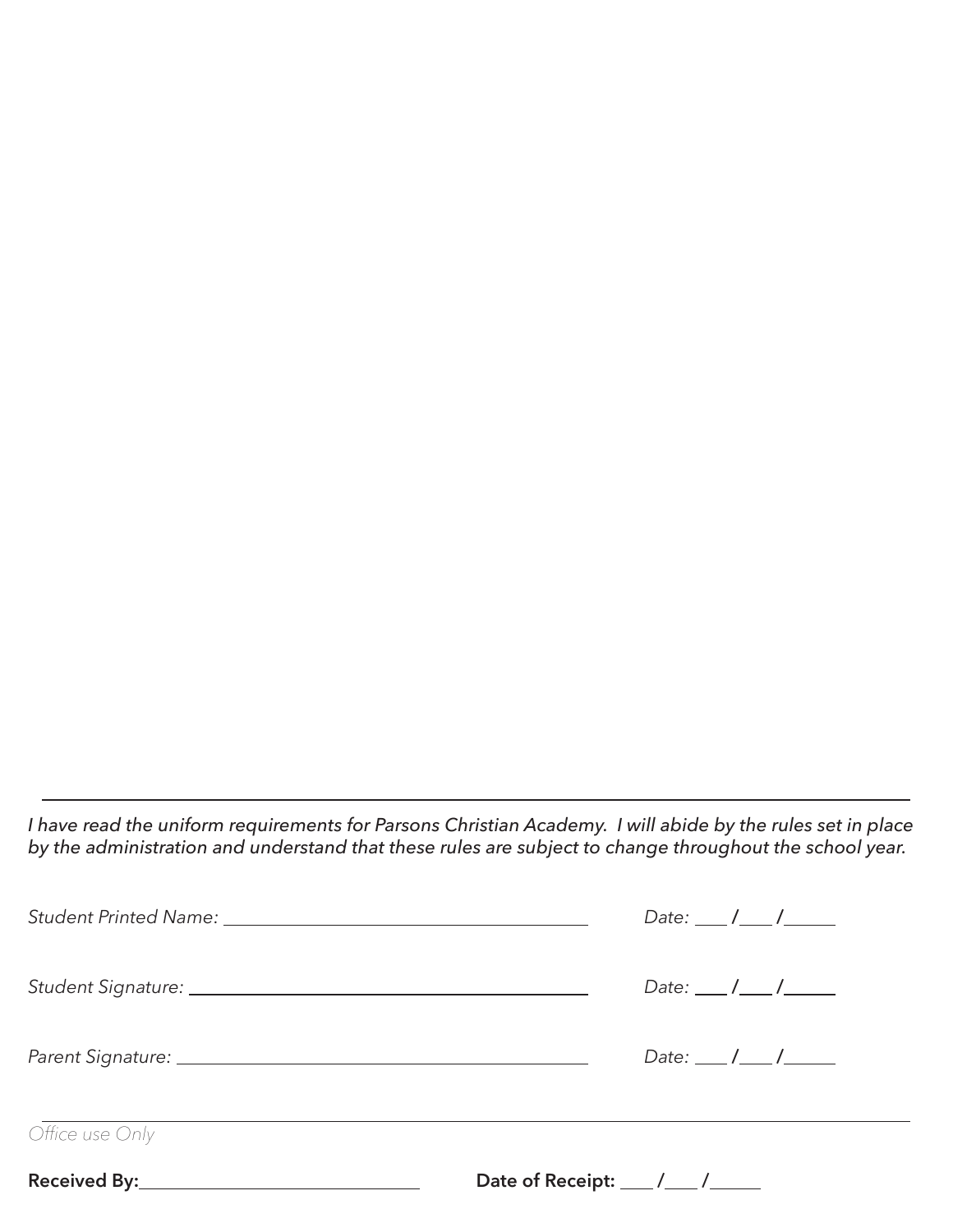---

*I have read the uniform requirements for Parsons Christian Academy. I will abide by the rules set in place by the administration and understand that these rules are subject to change throughout the school year.*

*Student Printed Name:* ______________________________ *Date:* ___/___/_____

*Student Signature:* ______________________________ *Date:* ___/___/_____

*Parent Signature:* ______________________________ *Date:* ___/___/_____

---

*Office use Only*

**Received By:**______________________ **Date of Receipt:** ___/___/_____